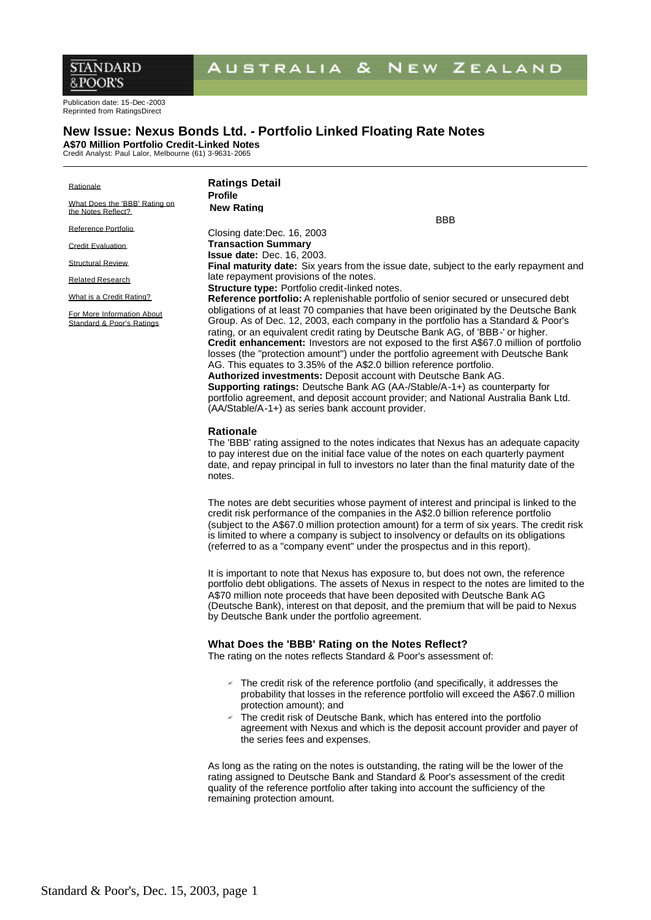STANDARD & POOR'S — AUSTRALIA & NEW ZEALAND

Publication date: 15-Dec-2003
Reprinted from RatingsDirect

# New Issue: Nexus Bonds Ltd. - Portfolio Linked Floating Rate Notes

**A$70 Million Portfolio Credit-Linked Notes**
Credit Analyst: Paul Lalor, Melbourne (61) 3-9631-2065

- Rationale
- What Does the 'BBB' Rating on the Notes Reflect?
- Reference Portfolio
- Credit Evaluation
- Structural Review
- Related Research
- What is a Credit Rating?
- For More Information About Standard & Poor's Ratings

## Ratings Detail

**Profile**

**New Rating**

BBB

Closing date: Dec. 16, 2003

**Transaction Summary**

**Issue date:** Dec. 16, 2003.
**Final maturity date:** Six years from the issue date, subject to the early repayment and late repayment provisions of the notes.
**Structure type:** Portfolio credit-linked notes.
**Reference portfolio:** A replenishable portfolio of senior secured or unsecured debt obligations of at least 70 companies that have been originated by the Deutsche Bank Group. As of Dec. 12, 2003, each company in the portfolio has a Standard & Poor's rating, or an equivalent credit rating by Deutsche Bank AG, of 'BBB-' or higher.
**Credit enhancement:** Investors are not exposed to the first A$67.0 million of portfolio losses (the "protection amount") under the portfolio agreement with Deutsche Bank AG. This equates to 3.35% of the A$2.0 billion reference portfolio.
**Authorized investments:** Deposit account with Deutsche Bank AG.
**Supporting ratings:** Deutsche Bank AG (AA-/Stable/A-1+) as counterparty for portfolio agreement, and deposit account provider; and National Australia Bank Ltd. (AA/Stable/A-1+) as series bank account provider.

## Rationale

The 'BBB' rating assigned to the notes indicates that Nexus has an adequate capacity to pay interest due on the initial face value of the notes on each quarterly payment date, and repay principal in full to investors no later than the final maturity date of the notes.

The notes are debt securities whose payment of interest and principal is linked to the credit risk performance of the companies in the A$2.0 billion reference portfolio (subject to the A$67.0 million protection amount) for a term of six years. The credit risk is limited to where a company is subject to insolvency or defaults on its obligations (referred to as a "company event" under the prospectus and in this report).

It is important to note that Nexus has exposure to, but does not own, the reference portfolio debt obligations. The assets of Nexus in respect to the notes are limited to the A$70 million note proceeds that have been deposited with Deutsche Bank AG (Deutsche Bank), interest on that deposit, and the premium that will be paid to Nexus by Deutsche Bank under the portfolio agreement.

## What Does the 'BBB' Rating on the Notes Reflect?

The rating on the notes reflects Standard & Poor's assessment of:

- The credit risk of the reference portfolio (and specifically, it addresses the probability that losses in the reference portfolio will exceed the A$67.0 million protection amount); and
- The credit risk of Deutsche Bank, which has entered into the portfolio agreement with Nexus and which is the deposit account provider and payer of the series fees and expenses.

As long as the rating on the notes is outstanding, the rating will be the lower of the rating assigned to Deutsche Bank and Standard & Poor's assessment of the credit quality of the reference portfolio after taking into account the sufficiency of the remaining protection amount.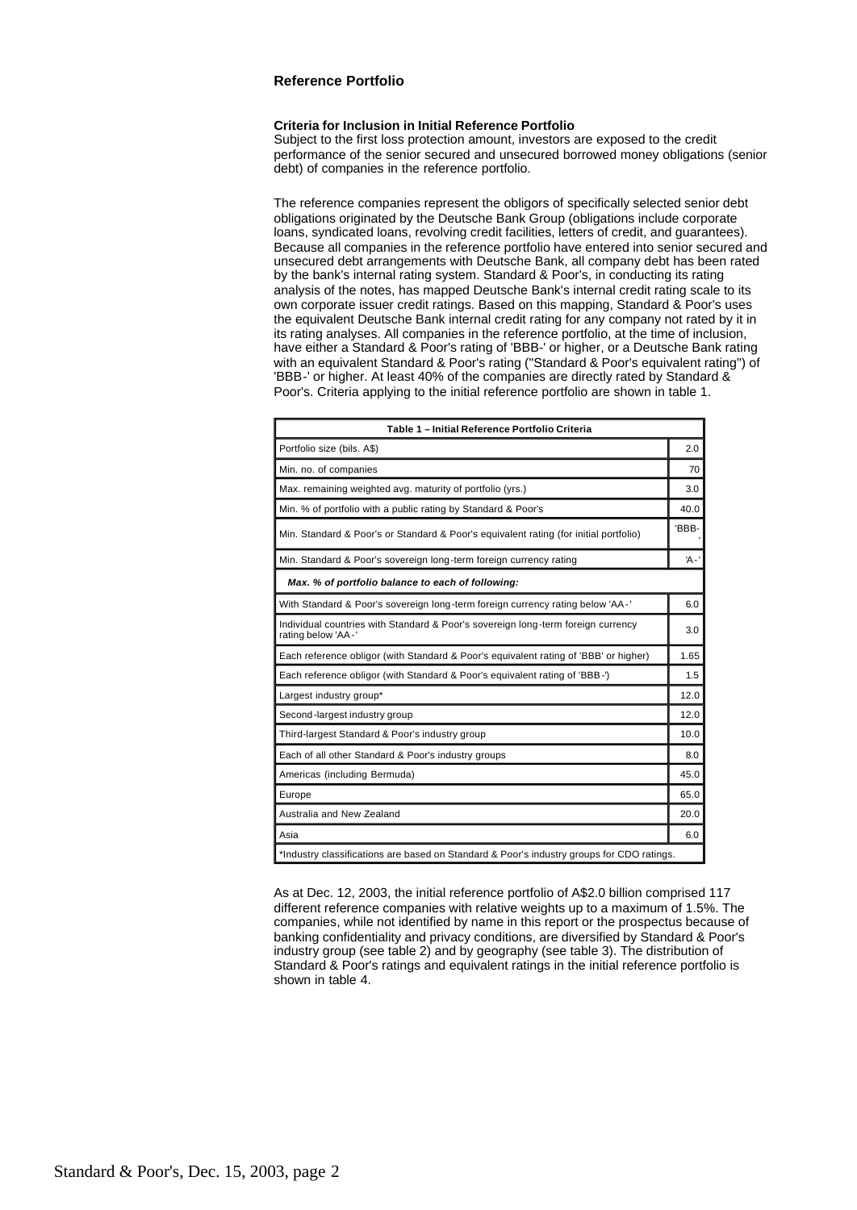### Reference Portfolio

**Criteria for Inclusion in Initial Reference Portfolio**

Subject to the first loss protection amount, investors are exposed to the credit performance of the senior secured and unsecured borrowed money obligations (senior debt) of companies in the reference portfolio.

The reference companies represent the obligors of specifically selected senior debt obligations originated by the Deutsche Bank Group (obligations include corporate loans, syndicated loans, revolving credit facilities, letters of credit, and guarantees). Because all companies in the reference portfolio have entered into senior secured and unsecured debt arrangements with Deutsche Bank, all company debt has been rated by the bank's internal rating system. Standard & Poor's, in conducting its rating analysis of the notes, has mapped Deutsche Bank's internal credit rating scale to its own corporate issuer credit ratings. Based on this mapping, Standard & Poor's uses the equivalent Deutsche Bank internal credit rating for any company not rated by it in its rating analyses. All companies in the reference portfolio, at the time of inclusion, have either a Standard & Poor's rating of 'BBB-' or higher, or a Deutsche Bank rating with an equivalent Standard & Poor's rating ("Standard & Poor's equivalent rating") of 'BBB-' or higher. At least 40% of the companies are directly rated by Standard & Poor's. Criteria applying to the initial reference portfolio are shown in table 1.

| Table 1 – Initial Reference Portfolio Criteria | |
|---|---|
| Portfolio size (bils. A$) | 2.0 |
| Min. no. of companies | 70 |
| Max. remaining weighted avg. maturity of portfolio (yrs.) | 3.0 |
| Min. % of portfolio with a public rating by Standard & Poor's | 40.0 |
| Min. Standard & Poor's or Standard & Poor's equivalent rating (for initial portfolio) | 'BBB-' |
| Min. Standard & Poor's sovereign long-term foreign currency rating | 'A-' |
| ***Max. % of portfolio balance to each of following:*** | |
| With Standard & Poor's sovereign long-term foreign currency rating below 'AA-' | 6.0 |
| Individual countries with Standard & Poor's sovereign long-term foreign currency rating below 'AA-' | 3.0 |
| Each reference obligor (with Standard & Poor's equivalent rating of 'BBB' or higher) | 1.65 |
| Each reference obligor (with Standard & Poor's equivalent rating of 'BBB-') | 1.5 |
| Largest industry group* | 12.0 |
| Second-largest industry group | 12.0 |
| Third-largest Standard & Poor's industry group | 10.0 |
| Each of all other Standard & Poor's industry groups | 8.0 |
| Americas (including Bermuda) | 45.0 |
| Europe | 65.0 |
| Australia and New Zealand | 20.0 |
| Asia | 6.0 |
| *Industry classifications are based on Standard & Poor's industry groups for CDO ratings. | |

As at Dec. 12, 2003, the initial reference portfolio of A$2.0 billion comprised 117 different reference companies with relative weights up to a maximum of 1.5%. The companies, while not identified by name in this report or the prospectus because of banking confidentiality and privacy conditions, are diversified by Standard & Poor's industry group (see table 2) and by geography (see table 3). The distribution of Standard & Poor's ratings and equivalent ratings in the initial reference portfolio is shown in table 4.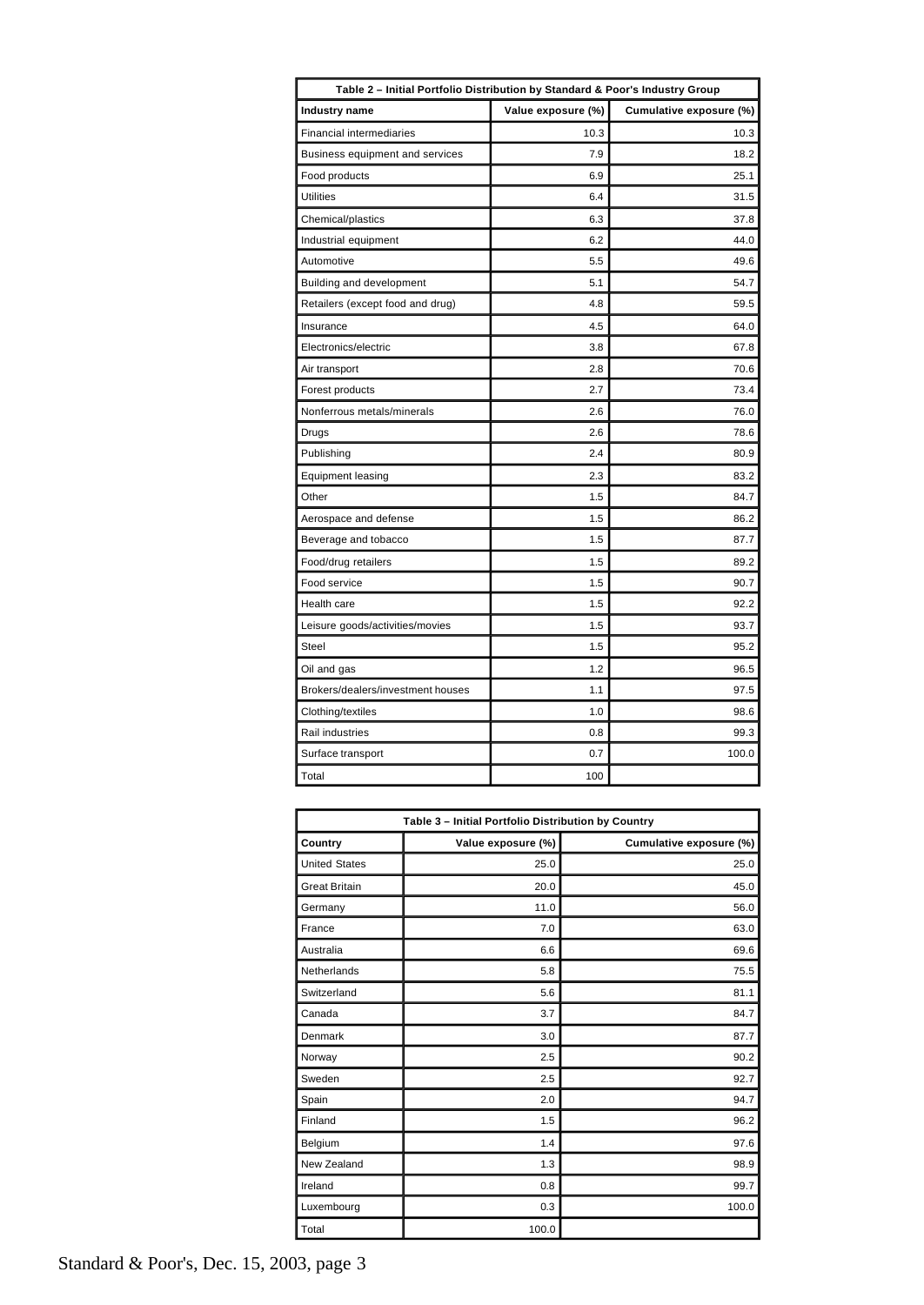**Table 2 – Initial Portfolio Distribution by Standard & Poor's Industry Group**

| Industry name | Value exposure (%) | Cumulative exposure (%) |
|---|---|---|
| Financial intermediaries | 10.3 | 10.3 |
| Business equipment and services | 7.9 | 18.2 |
| Food products | 6.9 | 25.1 |
| Utilities | 6.4 | 31.5 |
| Chemical/plastics | 6.3 | 37.8 |
| Industrial equipment | 6.2 | 44.0 |
| Automotive | 5.5 | 49.6 |
| Building and development | 5.1 | 54.7 |
| Retailers (except food and drug) | 4.8 | 59.5 |
| Insurance | 4.5 | 64.0 |
| Electronics/electric | 3.8 | 67.8 |
| Air transport | 2.8 | 70.6 |
| Forest products | 2.7 | 73.4 |
| Nonferrous metals/minerals | 2.6 | 76.0 |
| Drugs | 2.6 | 78.6 |
| Publishing | 2.4 | 80.9 |
| Equipment leasing | 2.3 | 83.2 |
| Other | 1.5 | 84.7 |
| Aerospace and defense | 1.5 | 86.2 |
| Beverage and tobacco | 1.5 | 87.7 |
| Food/drug retailers | 1.5 | 89.2 |
| Food service | 1.5 | 90.7 |
| Health care | 1.5 | 92.2 |
| Leisure goods/activities/movies | 1.5 | 93.7 |
| Steel | 1.5 | 95.2 |
| Oil and gas | 1.2 | 96.5 |
| Brokers/dealers/investment houses | 1.1 | 97.5 |
| Clothing/textiles | 1.0 | 98.6 |
| Rail industries | 0.8 | 99.3 |
| Surface transport | 0.7 | 100.0 |
| Total | 100 | |

**Table 3 – Initial Portfolio Distribution by Country**

| Country | Value exposure (%) | Cumulative exposure (%) |
|---|---|---|
| United States | 25.0 | 25.0 |
| Great Britain | 20.0 | 45.0 |
| Germany | 11.0 | 56.0 |
| France | 7.0 | 63.0 |
| Australia | 6.6 | 69.6 |
| Netherlands | 5.8 | 75.5 |
| Switzerland | 5.6 | 81.1 |
| Canada | 3.7 | 84.7 |
| Denmark | 3.0 | 87.7 |
| Norway | 2.5 | 90.2 |
| Sweden | 2.5 | 92.7 |
| Spain | 2.0 | 94.7 |
| Finland | 1.5 | 96.2 |
| Belgium | 1.4 | 97.6 |
| New Zealand | 1.3 | 98.9 |
| Ireland | 0.8 | 99.7 |
| Luxembourg | 0.3 | 100.0 |
| Total | 100.0 | |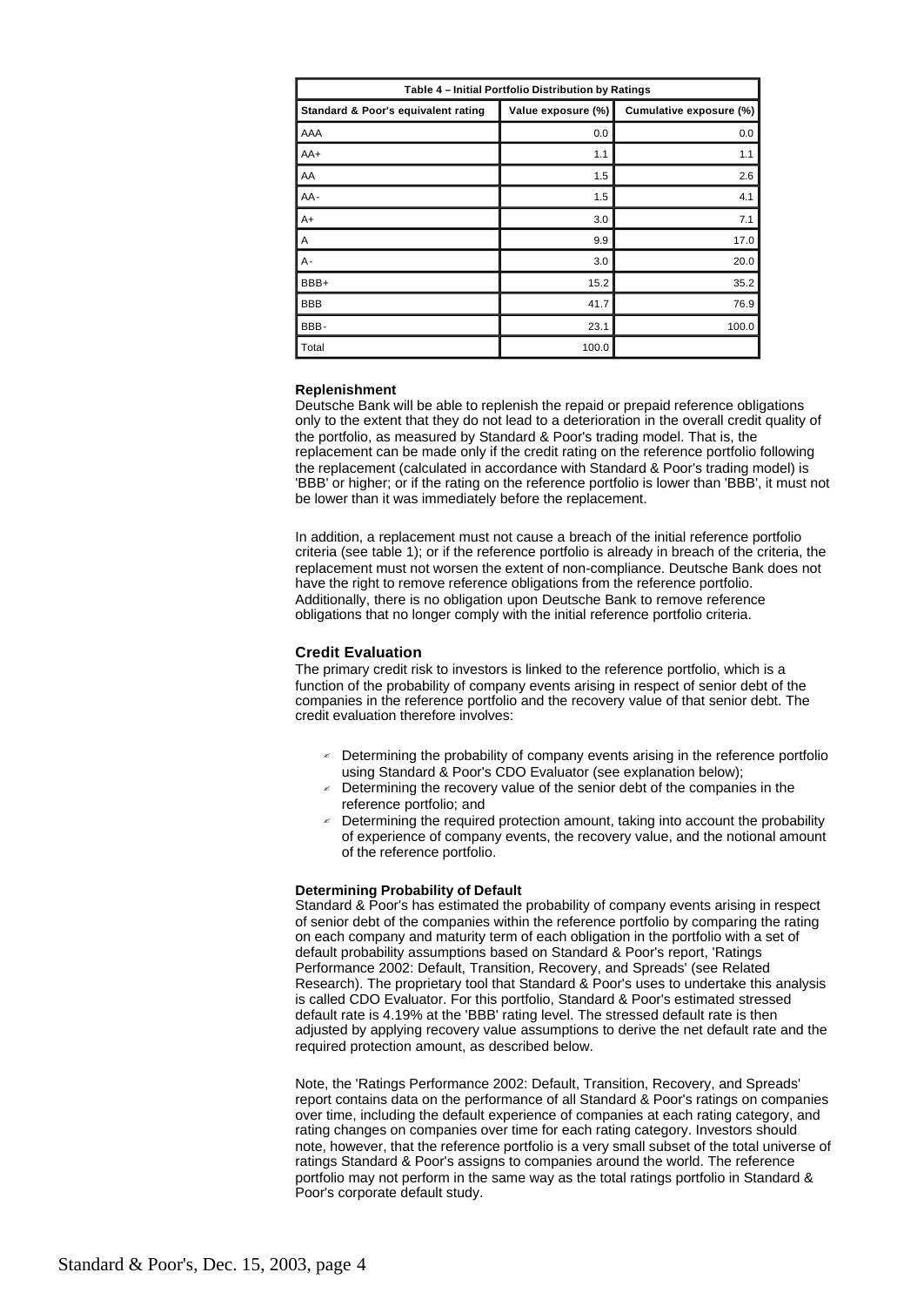| Table 4 – Initial Portfolio Distribution by Ratings | | |
|---|---|---|
| Standard & Poor's equivalent rating | Value exposure (%) | Cumulative exposure (%) |
| AAA | 0.0 | 0.0 |
| AA+ | 1.1 | 1.1 |
| AA | 1.5 | 2.6 |
| AA- | 1.5 | 4.1 |
| A+ | 3.0 | 7.1 |
| A | 9.9 | 17.0 |
| A- | 3.0 | 20.0 |
| BBB+ | 15.2 | 35.2 |
| BBB | 41.7 | 76.9 |
| BBB- | 23.1 | 100.0 |
| Total | 100.0 | |

#### Replenishment

Deutsche Bank will be able to replenish the repaid or prepaid reference obligations only to the extent that they do not lead to a deterioration in the overall credit quality of the portfolio, as measured by Standard & Poor's trading model. That is, the replacement can be made only if the credit rating on the reference portfolio following the replacement (calculated in accordance with Standard & Poor's trading model) is 'BBB' or higher; or if the rating on the reference portfolio is lower than 'BBB', it must not be lower than it was immediately before the replacement.

In addition, a replacement must not cause a breach of the initial reference portfolio criteria (see table 1); or if the reference portfolio is already in breach of the criteria, the replacement must not worsen the extent of non-compliance. Deutsche Bank does not have the right to remove reference obligations from the reference portfolio. Additionally, there is no obligation upon Deutsche Bank to remove reference obligations that no longer comply with the initial reference portfolio criteria.

### Credit Evaluation

The primary credit risk to investors is linked to the reference portfolio, which is a function of the probability of company events arising in respect of senior debt of the companies in the reference portfolio and the recovery value of that senior debt. The credit evaluation therefore involves:

- Determining the probability of company events arising in the reference portfolio using Standard & Poor's CDO Evaluator (see explanation below);
- Determining the recovery value of the senior debt of the companies in the reference portfolio; and
- Determining the required protection amount, taking into account the probability of experience of company events, the recovery value, and the notional amount of the reference portfolio.

#### Determining Probability of Default

Standard & Poor's has estimated the probability of company events arising in respect of senior debt of the companies within the reference portfolio by comparing the rating on each company and maturity term of each obligation in the portfolio with a set of default probability assumptions based on Standard & Poor's report, 'Ratings Performance 2002: Default, Transition, Recovery, and Spreads' (see Related Research). The proprietary tool that Standard & Poor's uses to undertake this analysis is called CDO Evaluator. For this portfolio, Standard & Poor's estimated stressed default rate is 4.19% at the 'BBB' rating level. The stressed default rate is then adjusted by applying recovery value assumptions to derive the net default rate and the required protection amount, as described below.

Note, the 'Ratings Performance 2002: Default, Transition, Recovery, and Spreads' report contains data on the performance of all Standard & Poor's ratings on companies over time, including the default experience of companies at each rating category, and rating changes on companies over time for each rating category. Investors should note, however, that the reference portfolio is a very small subset of the total universe of ratings Standard & Poor's assigns to companies around the world. The reference portfolio may not perform in the same way as the total ratings portfolio in Standard & Poor's corporate default study.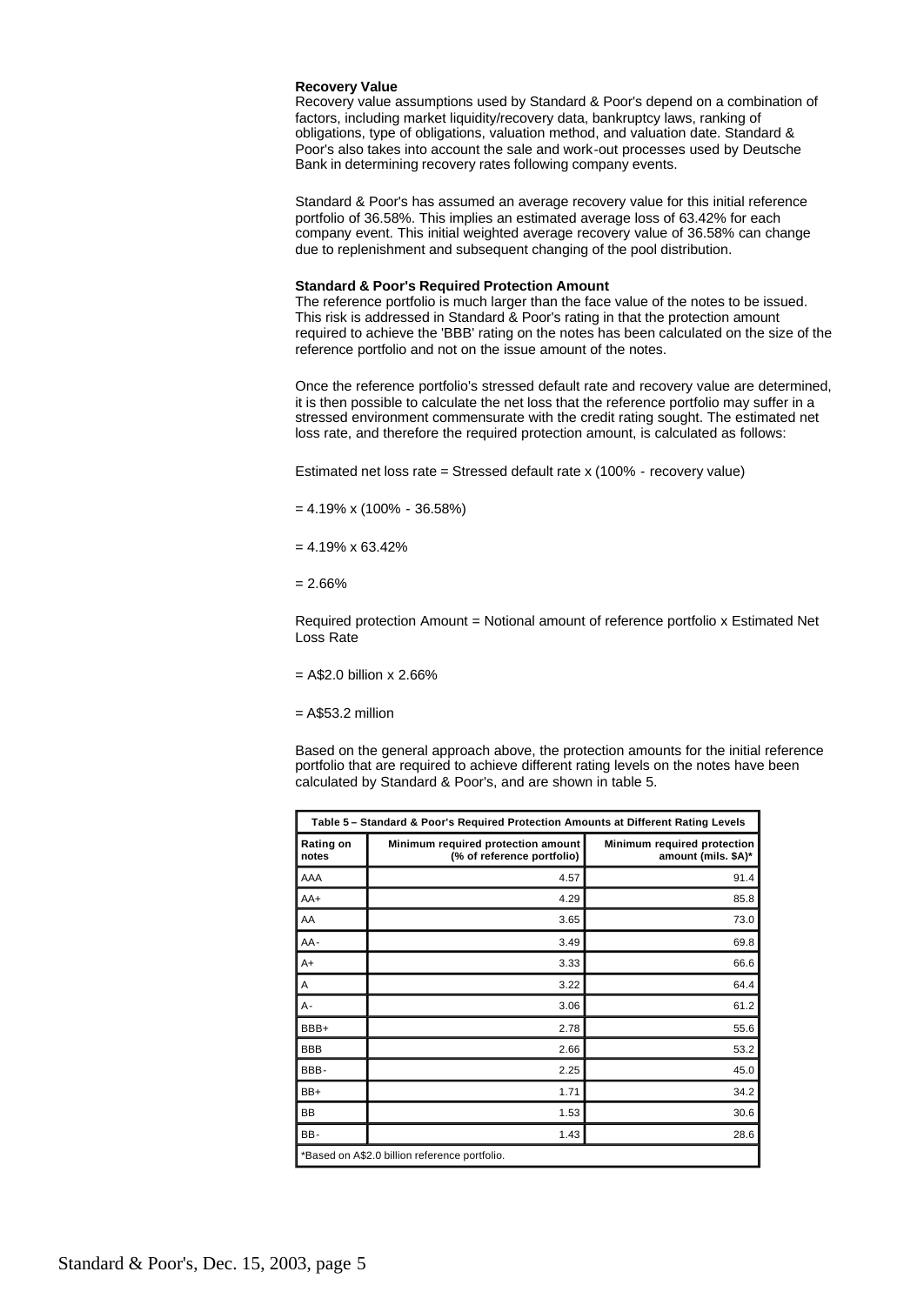**Recovery Value**

Recovery value assumptions used by Standard & Poor's depend on a combination of factors, including market liquidity/recovery data, bankruptcy laws, ranking of obligations, type of obligations, valuation method, and valuation date. Standard & Poor's also takes into account the sale and work-out processes used by Deutsche Bank in determining recovery rates following company events.

Standard & Poor's has assumed an average recovery value for this initial reference portfolio of 36.58%. This implies an estimated average loss of 63.42% for each company event. This initial weighted average recovery value of 36.58% can change due to replenishment and subsequent changing of the pool distribution.

**Standard & Poor's Required Protection Amount**

The reference portfolio is much larger than the face value of the notes to be issued. This risk is addressed in Standard & Poor's rating in that the protection amount required to achieve the 'BBB' rating on the notes has been calculated on the size of the reference portfolio and not on the issue amount of the notes.

Once the reference portfolio's stressed default rate and recovery value are determined, it is then possible to calculate the net loss that the reference portfolio may suffer in a stressed environment commensurate with the credit rating sought. The estimated net loss rate, and therefore the required protection amount, is calculated as follows:

Estimated net loss rate = Stressed default rate x (100% - recovery value)

= 4.19% x (100% - 36.58%)

= 4.19% x 63.42%

= 2.66%

Required protection Amount = Notional amount of reference portfolio x Estimated Net Loss Rate

= A$2.0 billion x 2.66%

= A$53.2 million

Based on the general approach above, the protection amounts for the initial reference portfolio that are required to achieve different rating levels on the notes have been calculated by Standard & Poor's, and are shown in table 5.

**Table 5 – Standard & Poor's Required Protection Amounts at Different Rating Levels**

| Rating on notes | Minimum required protection amount (% of reference portfolio) | Minimum required protection amount (mils. $A)* |
|---|---|---|
| AAA | 4.57 | 91.4 |
| AA+ | 4.29 | 85.8 |
| AA | 3.65 | 73.0 |
| AA- | 3.49 | 69.8 |
| A+ | 3.33 | 66.6 |
| A | 3.22 | 64.4 |
| A- | 3.06 | 61.2 |
| BBB+ | 2.78 | 55.6 |
| BBB | 2.66 | 53.2 |
| BBB- | 2.25 | 45.0 |
| BB+ | 1.71 | 34.2 |
| BB | 1.53 | 30.6 |
| BB- | 1.43 | 28.6 |

*Based on A$2.0 billion reference portfolio.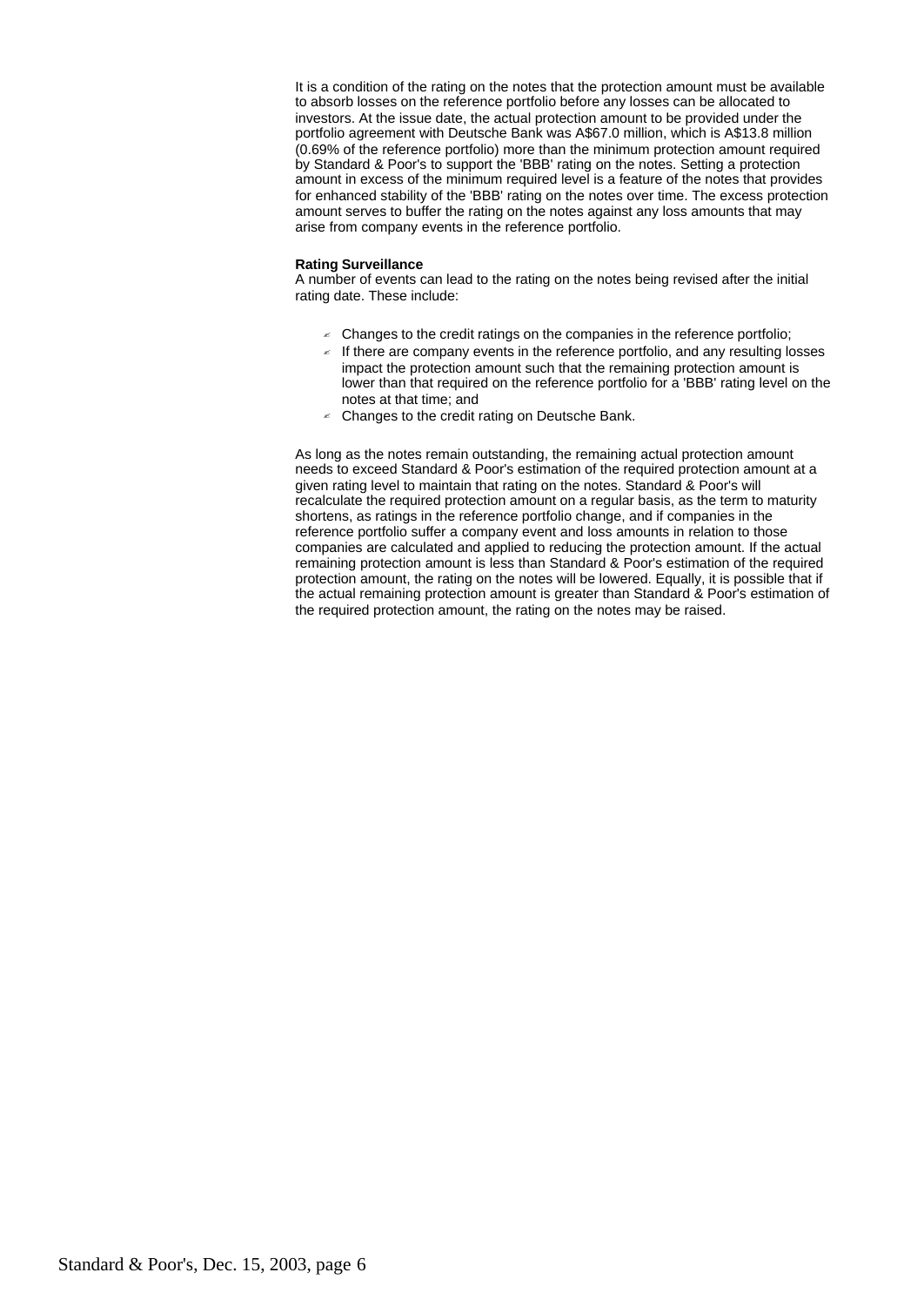It is a condition of the rating on the notes that the protection amount must be available to absorb losses on the reference portfolio before any losses can be allocated to investors. At the issue date, the actual protection amount to be provided under the portfolio agreement with Deutsche Bank was A$67.0 million, which is A$13.8 million (0.69% of the reference portfolio) more than the minimum protection amount required by Standard & Poor's to support the 'BBB' rating on the notes. Setting a protection amount in excess of the minimum required level is a feature of the notes that provides for enhanced stability of the 'BBB' rating on the notes over time. The excess protection amount serves to buffer the rating on the notes against any loss amounts that may arise from company events in the reference portfolio.

**Rating Surveillance**

A number of events can lead to the rating on the notes being revised after the initial rating date. These include:

- Changes to the credit ratings on the companies in the reference portfolio;
- If there are company events in the reference portfolio, and any resulting losses impact the protection amount such that the remaining protection amount is lower than that required on the reference portfolio for a 'BBB' rating level on the notes at that time; and
- Changes to the credit rating on Deutsche Bank.

As long as the notes remain outstanding, the remaining actual protection amount needs to exceed Standard & Poor's estimation of the required protection amount at a given rating level to maintain that rating on the notes. Standard & Poor's will recalculate the required protection amount on a regular basis, as the term to maturity shortens, as ratings in the reference portfolio change, and if companies in the reference portfolio suffer a company event and loss amounts in relation to those companies are calculated and applied to reducing the protection amount. If the actual remaining protection amount is less than Standard & Poor's estimation of the required protection amount, the rating on the notes will be lowered. Equally, it is possible that if the actual remaining protection amount is greater than Standard & Poor's estimation of the required protection amount, the rating on the notes may be raised.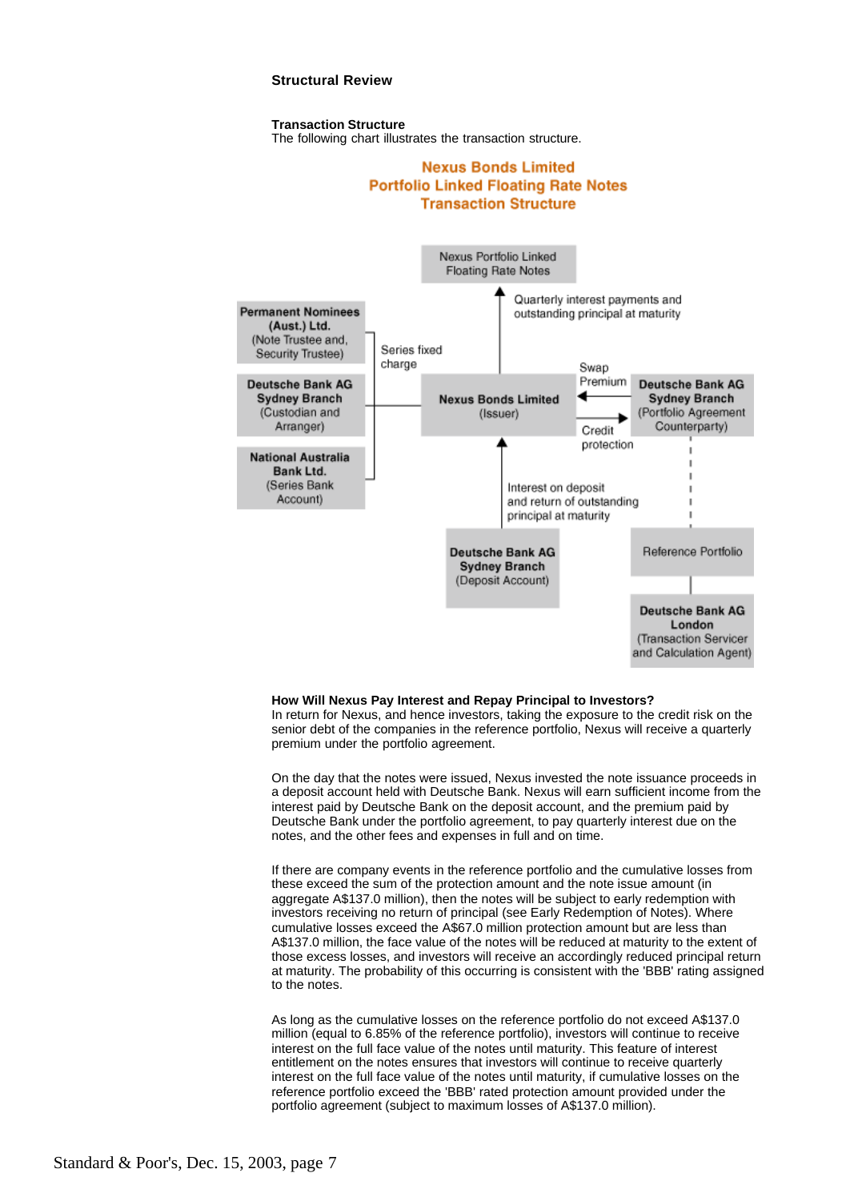## Structural Review

### Transaction Structure

The following chart illustrates the transaction structure.

**Nexus Bonds Limited**
**Portfolio Linked Floating Rate Notes**
**Transaction Structure**

Nexus Portfolio Linked Floating Rate Notes

Quarterly interest payments and outstanding principal at maturity

**Permanent Nominees (Aust.) Ltd.** (Note Trustee and, Security Trustee)

Series fixed charge

**Deutsche Bank AG Sydney Branch** (Custodian and Arranger)

**National Australia Bank Ltd.** (Series Bank Account)

**Nexus Bonds Limited** (Issuer)

Swap Premium

Credit protection

**Deutsche Bank AG Sydney Branch** (Portfolio Agreement Counterparty)

Interest on deposit and return of outstanding principal at maturity

**Deutsche Bank AG Sydney Branch** (Deposit Account)

Reference Portfolio

**Deutsche Bank AG London** (Transaction Servicer and Calculation Agent)

### How Will Nexus Pay Interest and Repay Principal to Investors?

In return for Nexus, and hence investors, taking the exposure to the credit risk on the senior debt of the companies in the reference portfolio, Nexus will receive a quarterly premium under the portfolio agreement.

On the day that the notes were issued, Nexus invested the note issuance proceeds in a deposit account held with Deutsche Bank. Nexus will earn sufficient income from the interest paid by Deutsche Bank on the deposit account, and the premium paid by Deutsche Bank under the portfolio agreement, to pay quarterly interest due on the notes, and the other fees and expenses in full and on time.

If there are company events in the reference portfolio and the cumulative losses from these exceed the sum of the protection amount and the note issue amount (in aggregate A$137.0 million), then the notes will be subject to early redemption with investors receiving no return of principal (see Early Redemption of Notes). Where cumulative losses exceed the A$67.0 million protection amount but are less than A$137.0 million, the face value of the notes will be reduced at maturity to the extent of those excess losses, and investors will receive an accordingly reduced principal return at maturity. The probability of this occurring is consistent with the 'BBB' rating assigned to the notes.

As long as the cumulative losses on the reference portfolio do not exceed A$137.0 million (equal to 6.85% of the reference portfolio), investors will continue to receive interest on the full face value of the notes until maturity. This feature of interest entitlement on the notes ensures that investors will continue to receive quarterly interest on the full face value of the notes until maturity, if cumulative losses on the reference portfolio exceed the 'BBB' rated protection amount provided under the portfolio agreement (subject to maximum losses of A$137.0 million).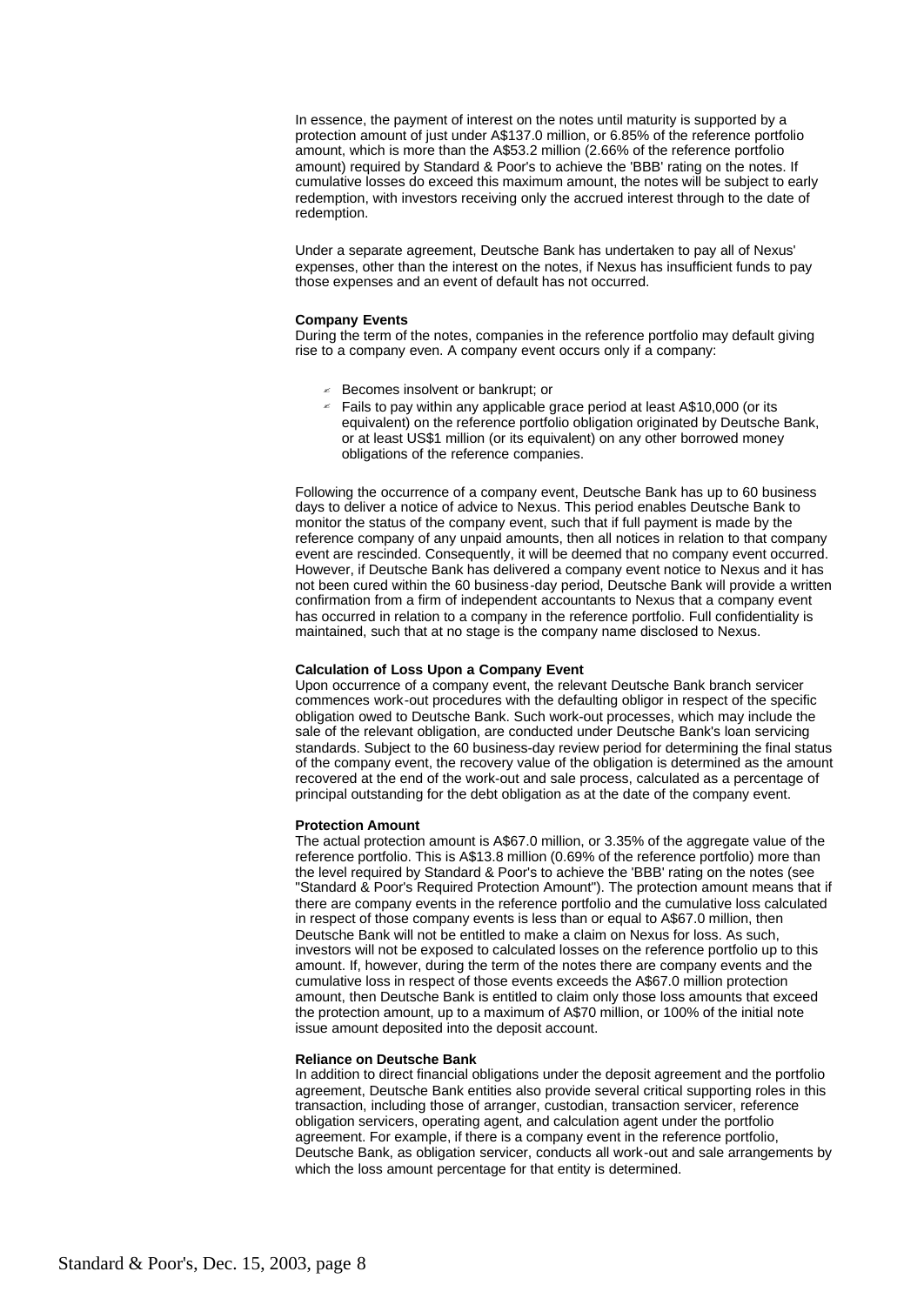In essence, the payment of interest on the notes until maturity is supported by a protection amount of just under A$137.0 million, or 6.85% of the reference portfolio amount, which is more than the A$53.2 million (2.66% of the reference portfolio amount) required by Standard & Poor's to achieve the 'BBB' rating on the notes. If cumulative losses do exceed this maximum amount, the notes will be subject to early redemption, with investors receiving only the accrued interest through to the date of redemption.

Under a separate agreement, Deutsche Bank has undertaken to pay all of Nexus' expenses, other than the interest on the notes, if Nexus has insufficient funds to pay those expenses and an event of default has not occurred.

**Company Events**

During the term of the notes, companies in the reference portfolio may default giving rise to a company even. A company event occurs only if a company:

- Becomes insolvent or bankrupt; or
- Fails to pay within any applicable grace period at least A$10,000 (or its equivalent) on the reference portfolio obligation originated by Deutsche Bank, or at least US$1 million (or its equivalent) on any other borrowed money obligations of the reference companies.

Following the occurrence of a company event, Deutsche Bank has up to 60 business days to deliver a notice of advice to Nexus. This period enables Deutsche Bank to monitor the status of the company event, such that if full payment is made by the reference company of any unpaid amounts, then all notices in relation to that company event are rescinded. Consequently, it will be deemed that no company event occurred. However, if Deutsche Bank has delivered a company event notice to Nexus and it has not been cured within the 60 business-day period, Deutsche Bank will provide a written confirmation from a firm of independent accountants to Nexus that a company event has occurred in relation to a company in the reference portfolio. Full confidentiality is maintained, such that at no stage is the company name disclosed to Nexus.

**Calculation of Loss Upon a Company Event**

Upon occurrence of a company event, the relevant Deutsche Bank branch servicer commences work-out procedures with the defaulting obligor in respect of the specific obligation owed to Deutsche Bank. Such work-out processes, which may include the sale of the relevant obligation, are conducted under Deutsche Bank's loan servicing standards. Subject to the 60 business-day review period for determining the final status of the company event, the recovery value of the obligation is determined as the amount recovered at the end of the work-out and sale process, calculated as a percentage of principal outstanding for the debt obligation as at the date of the company event.

**Protection Amount**

The actual protection amount is A$67.0 million, or 3.35% of the aggregate value of the reference portfolio. This is A$13.8 million (0.69% of the reference portfolio) more than the level required by Standard & Poor's to achieve the 'BBB' rating on the notes (see "Standard & Poor's Required Protection Amount"). The protection amount means that if there are company events in the reference portfolio and the cumulative loss calculated in respect of those company events is less than or equal to A$67.0 million, then Deutsche Bank will not be entitled to make a claim on Nexus for loss. As such, investors will not be exposed to calculated losses on the reference portfolio up to this amount. If, however, during the term of the notes there are company events and the cumulative loss in respect of those events exceeds the A$67.0 million protection amount, then Deutsche Bank is entitled to claim only those loss amounts that exceed the protection amount, up to a maximum of A$70 million, or 100% of the initial note issue amount deposited into the deposit account.

**Reliance on Deutsche Bank**

In addition to direct financial obligations under the deposit agreement and the portfolio agreement, Deutsche Bank entities also provide several critical supporting roles in this transaction, including those of arranger, custodian, transaction servicer, reference obligation servicers, operating agent, and calculation agent under the portfolio agreement. For example, if there is a company event in the reference portfolio, Deutsche Bank, as obligation servicer, conducts all work-out and sale arrangements by which the loss amount percentage for that entity is determined.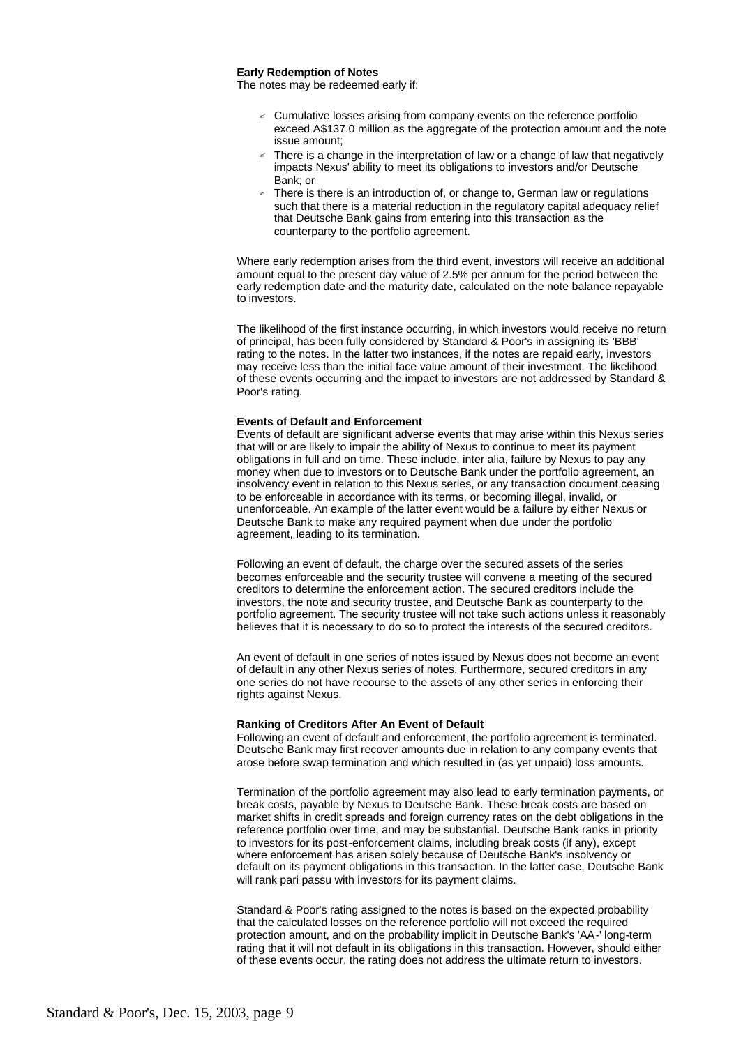**Early Redemption of Notes**

The notes may be redeemed early if:

- Cumulative losses arising from company events on the reference portfolio exceed A$137.0 million as the aggregate of the protection amount and the note issue amount;
- There is a change in the interpretation of law or a change of law that negatively impacts Nexus' ability to meet its obligations to investors and/or Deutsche Bank; or
- There is there is an introduction of, or change to, German law or regulations such that there is a material reduction in the regulatory capital adequacy relief that Deutsche Bank gains from entering into this transaction as the counterparty to the portfolio agreement.

Where early redemption arises from the third event, investors will receive an additional amount equal to the present day value of 2.5% per annum for the period between the early redemption date and the maturity date, calculated on the note balance repayable to investors.

The likelihood of the first instance occurring, in which investors would receive no return of principal, has been fully considered by Standard & Poor's in assigning its 'BBB' rating to the notes. In the latter two instances, if the notes are repaid early, investors may receive less than the initial face value amount of their investment. The likelihood of these events occurring and the impact to investors are not addressed by Standard & Poor's rating.

**Events of Default and Enforcement**

Events of default are significant adverse events that may arise within this Nexus series that will or are likely to impair the ability of Nexus to continue to meet its payment obligations in full and on time. These include, inter alia, failure by Nexus to pay any money when due to investors or to Deutsche Bank under the portfolio agreement, an insolvency event in relation to this Nexus series, or any transaction document ceasing to be enforceable in accordance with its terms, or becoming illegal, invalid, or unenforceable. An example of the latter event would be a failure by either Nexus or Deutsche Bank to make any required payment when due under the portfolio agreement, leading to its termination.

Following an event of default, the charge over the secured assets of the series becomes enforceable and the security trustee will convene a meeting of the secured creditors to determine the enforcement action. The secured creditors include the investors, the note and security trustee, and Deutsche Bank as counterparty to the portfolio agreement. The security trustee will not take such actions unless it reasonably believes that it is necessary to do so to protect the interests of the secured creditors.

An event of default in one series of notes issued by Nexus does not become an event of default in any other Nexus series of notes. Furthermore, secured creditors in any one series do not have recourse to the assets of any other series in enforcing their rights against Nexus.

**Ranking of Creditors After An Event of Default**

Following an event of default and enforcement, the portfolio agreement is terminated. Deutsche Bank may first recover amounts due in relation to any company events that arose before swap termination and which resulted in (as yet unpaid) loss amounts.

Termination of the portfolio agreement may also lead to early termination payments, or break costs, payable by Nexus to Deutsche Bank. These break costs are based on market shifts in credit spreads and foreign currency rates on the debt obligations in the reference portfolio over time, and may be substantial. Deutsche Bank ranks in priority to investors for its post-enforcement claims, including break costs (if any), except where enforcement has arisen solely because of Deutsche Bank's insolvency or default on its payment obligations in this transaction. In the latter case, Deutsche Bank will rank pari passu with investors for its payment claims.

Standard & Poor's rating assigned to the notes is based on the expected probability that the calculated losses on the reference portfolio will not exceed the required protection amount, and on the probability implicit in Deutsche Bank's 'AA-' long-term rating that it will not default in its obligations in this transaction. However, should either of these events occur, the rating does not address the ultimate return to investors.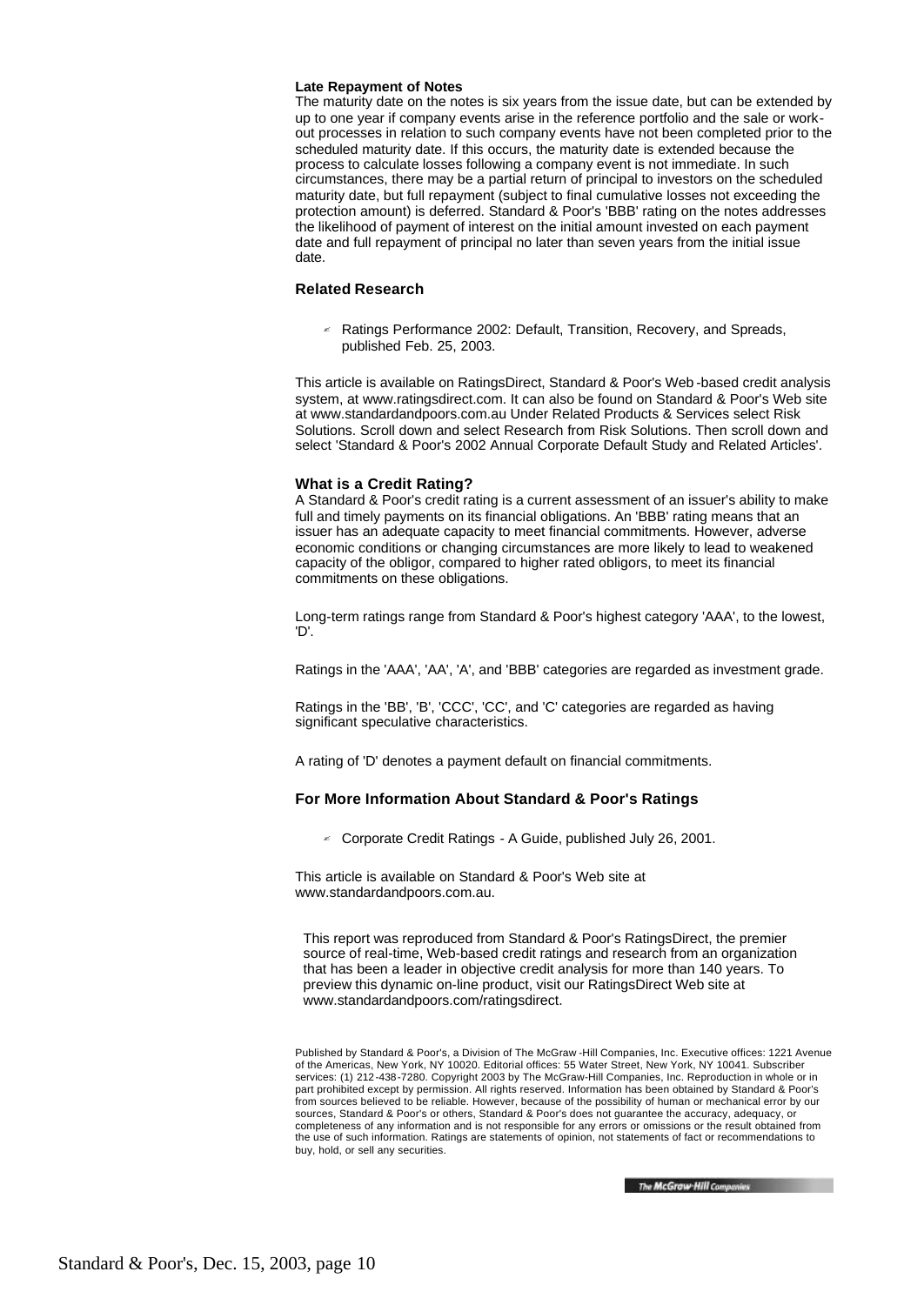**Late Repayment of Notes**

The maturity date on the notes is six years from the issue date, but can be extended by up to one year if company events arise in the reference portfolio and the sale or work-out processes in relation to such company events have not been completed prior to the scheduled maturity date. If this occurs, the maturity date is extended because the process to calculate losses following a company event is not immediate. In such circumstances, there may be a partial return of principal to investors on the scheduled maturity date, but full repayment (subject to final cumulative losses not exceeding the protection amount) is deferred. Standard & Poor's 'BBB' rating on the notes addresses the likelihood of payment of interest on the initial amount invested on each payment date and full repayment of principal no later than seven years from the initial issue date.

## Related Research

- Ratings Performance 2002: Default, Transition, Recovery, and Spreads, published Feb. 25, 2003.

This article is available on RatingsDirect, Standard & Poor's Web-based credit analysis system, at www.ratingsdirect.com. It can also be found on Standard & Poor's Web site at www.standardandpoors.com.au Under Related Products & Services select Risk Solutions. Scroll down and select Research from Risk Solutions. Then scroll down and select 'Standard & Poor's 2002 Annual Corporate Default Study and Related Articles'.

## What is a Credit Rating?

A Standard & Poor's credit rating is a current assessment of an issuer's ability to make full and timely payments on its financial obligations. An 'BBB' rating means that an issuer has an adequate capacity to meet financial commitments. However, adverse economic conditions or changing circumstances are more likely to lead to weakened capacity of the obligor, compared to higher rated obligors, to meet its financial commitments on these obligations.

Long-term ratings range from Standard & Poor's highest category 'AAA', to the lowest, 'D'.

Ratings in the 'AAA', 'AA', 'A', and 'BBB' categories are regarded as investment grade.

Ratings in the 'BB', 'B', 'CCC', 'CC', and 'C' categories are regarded as having significant speculative characteristics.

A rating of 'D' denotes a payment default on financial commitments.

## For More Information About Standard & Poor's Ratings

- Corporate Credit Ratings - A Guide, published July 26, 2001.

This article is available on Standard & Poor's Web site at www.standardandpoors.com.au.

This report was reproduced from Standard & Poor's RatingsDirect, the premier source of real-time, Web-based credit ratings and research from an organization that has been a leader in objective credit analysis for more than 140 years. To preview this dynamic on-line product, visit our RatingsDirect Web site at www.standardandpoors.com/ratingsdirect.

Published by Standard & Poor's, a Division of The McGraw-Hill Companies, Inc. Executive offices: 1221 Avenue of the Americas, New York, NY 10020. Editorial offices: 55 Water Street, New York, NY 10041. Subscriber services: (1) 212-438-7280. Copyright 2003 by The McGraw-Hill Companies, Inc. Reproduction in whole or in part prohibited except by permission. All rights reserved. Information has been obtained by Standard & Poor's from sources believed to be reliable. However, because of the possibility of human or mechanical error by our sources, Standard & Poor's or others, Standard & Poor's does not guarantee the accuracy, adequacy, or completeness of any information and is not responsible for any errors or omissions or the result obtained from the use of such information. Ratings are statements of opinion, not statements of fact or recommendations to buy, hold, or sell any securities.

The McGraw-Hill Companies